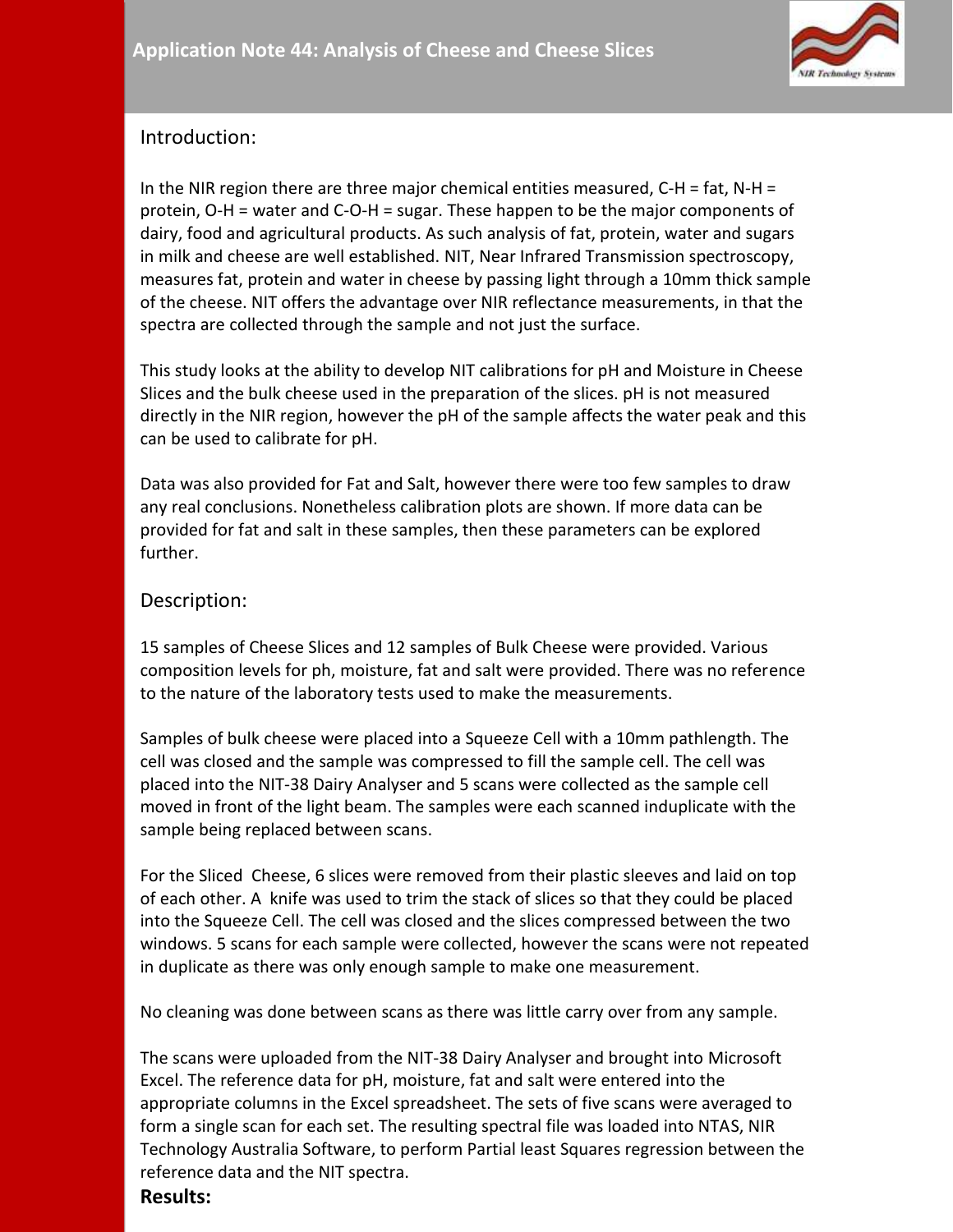# Application Note 44: Analysis of Cheese and Cheese Slices

## Introduction:

In the NIR region there are three major chemical entities measured, C-H = fat, N-H = protein, O-H = water and C-O-H = sugar. These happen to be the major components of dairy, food and agricultural products. As such analysis of fat, protein, water and sugars in milk and cheese are well established. NIT, Near Infrared Transmission spectroscopy, measures fat, protein and water in cheese by passing light through a 10mm thick sample of the cheese. NIT offers the advantage over NIR reflectance measurements, in that the spectra are collected through the sample and not just the surface.

This study looks at the ability to develop NIT calibrations for pH and Moisture in Cheese Slices and the bulk cheese used in the preparation of the slices. pH is not measured directly in the NIR region, however the pH of the sample affects the water peak and this can be used to calibrate for pH.

Data was also provided for Fat and Salt, however there were too few samples to draw any real conclusions. Nonetheless calibration plots are shown. If more data can be provided for fat and salt in these samples, then these parameters can be explored further.

## Description:

15 samples of Cheese Slices and 12 samples of Bulk Cheese were provided. Various composition levels for ph, moisture, fat and salt were provided. There was no reference to the nature of the laboratory tests used to make the measurements.

Samples of bulk cheese were placed into a Squeeze Cell with a 10mm pathlength. The cell was closed and the sample was compressed to fill the sample cell. The cell was placed into the NIT-38 Dairy Analyser and 5 scans were collected as the sample cell moved in front of the light beam. The samples were each scanned induplicate with the sample being replaced between scans.

For the Sliced Cheese, 6 slices were removed from their plastic sleeves and laid on top of each other. A knife was used to trim the stack of slices so that they could be placed into the Squeeze Cell. The cell was closed and the slices compressed between the two windows. 5 scans for each sample were collected, however the scans were not repeated in duplicate as there was only enough sample to make one measurement.

No cleaning was done between scans as there was little carry over from any sample.

The scans were uploaded from the NIT-38 Dairy Analyser and brought into Microsoft Excel. The reference data for pH, moisture, fat and salt were entered into the appropriate columns in the Excel spreadsheet. The sets of five scans were averaged to form a single scan for each set. The resulting spectral file was loaded into NTAS, NIR Technology Australia Software, to perform Partial least Squares regression between the reference data and the NIT spectra.

**Results:**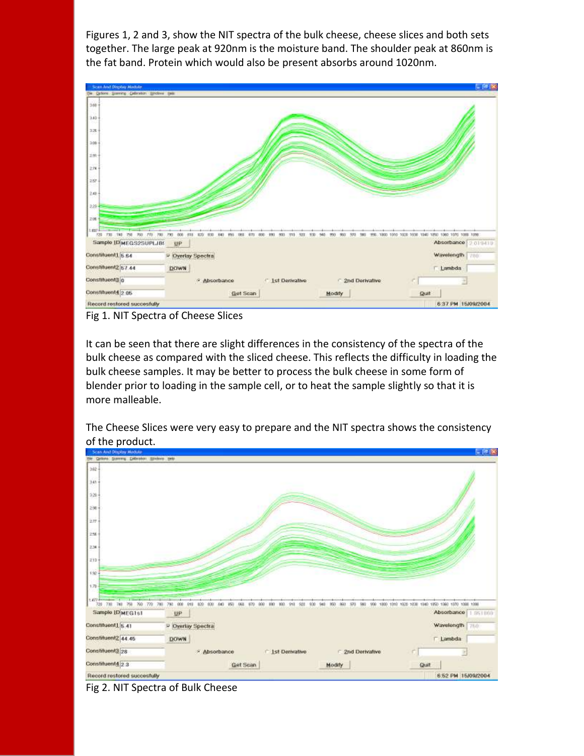Figures 1, 2 and 3, show the NIT spectra of the bulk cheese, cheese slices and both sets together. The large peak at 920nm is the moisture band. The shoulder peak at 860nm is the fat band. Protein which would also be present absorbs around 1020nm.

Fig 1. NIT Spectra of Cheese Slices

It can be seen that there are slight differences in the consistency of the spectra of the bulk cheese as compared with the sliced cheese. This reflects the difficulty in loading the bulk cheese samples. It may be better to process the bulk cheese in some form of blender prior to loading in the sample cell, or to heat the sample slightly so that it is more malleable.

The Cheese Slices were very easy to prepare and the NIT spectra shows the consistency of the product.

Fig 2. NIT Spectra of Bulk Cheese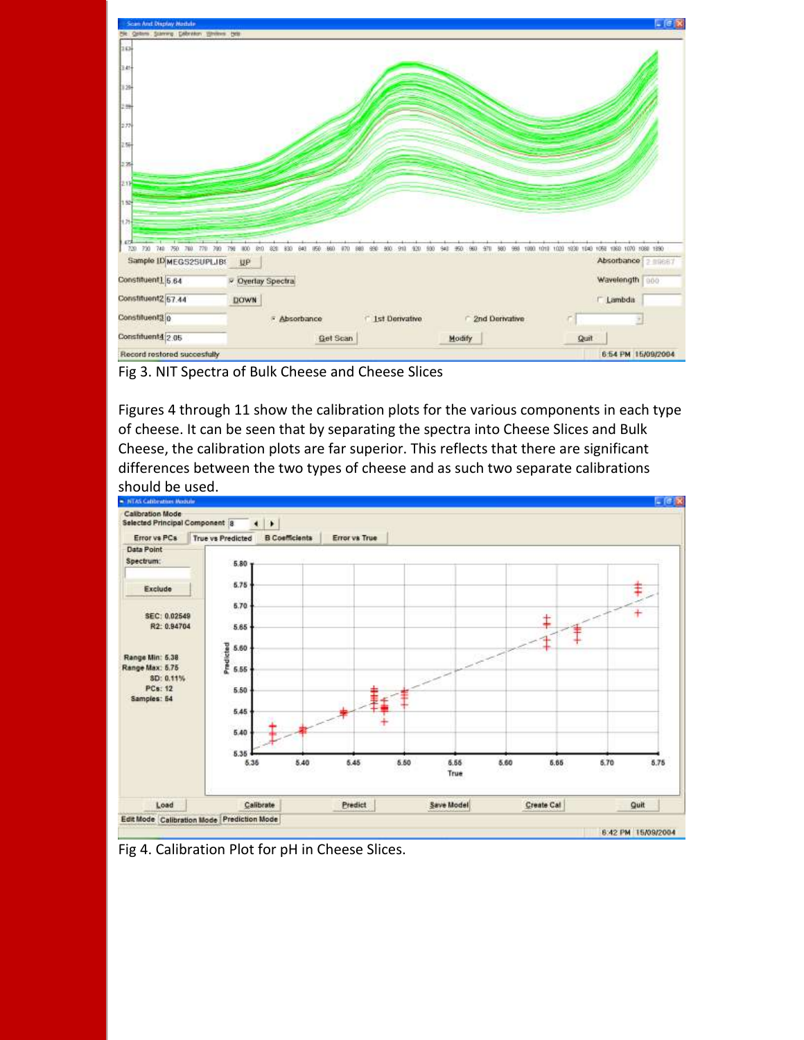Fig 3. NIT Spectra of Bulk Cheese and Cheese Slices

Figures 4 through 11 show the calibration plots for the various components in each type of cheese. It can be seen that by separating the spectra into Cheese Slices and Bulk Cheese, the calibration plots are far superior. This reflects that there are significant differences between the two types of cheese and as such two separate calibrations should be used.

Fig 4. Calibration Plot for pH in Cheese Slices.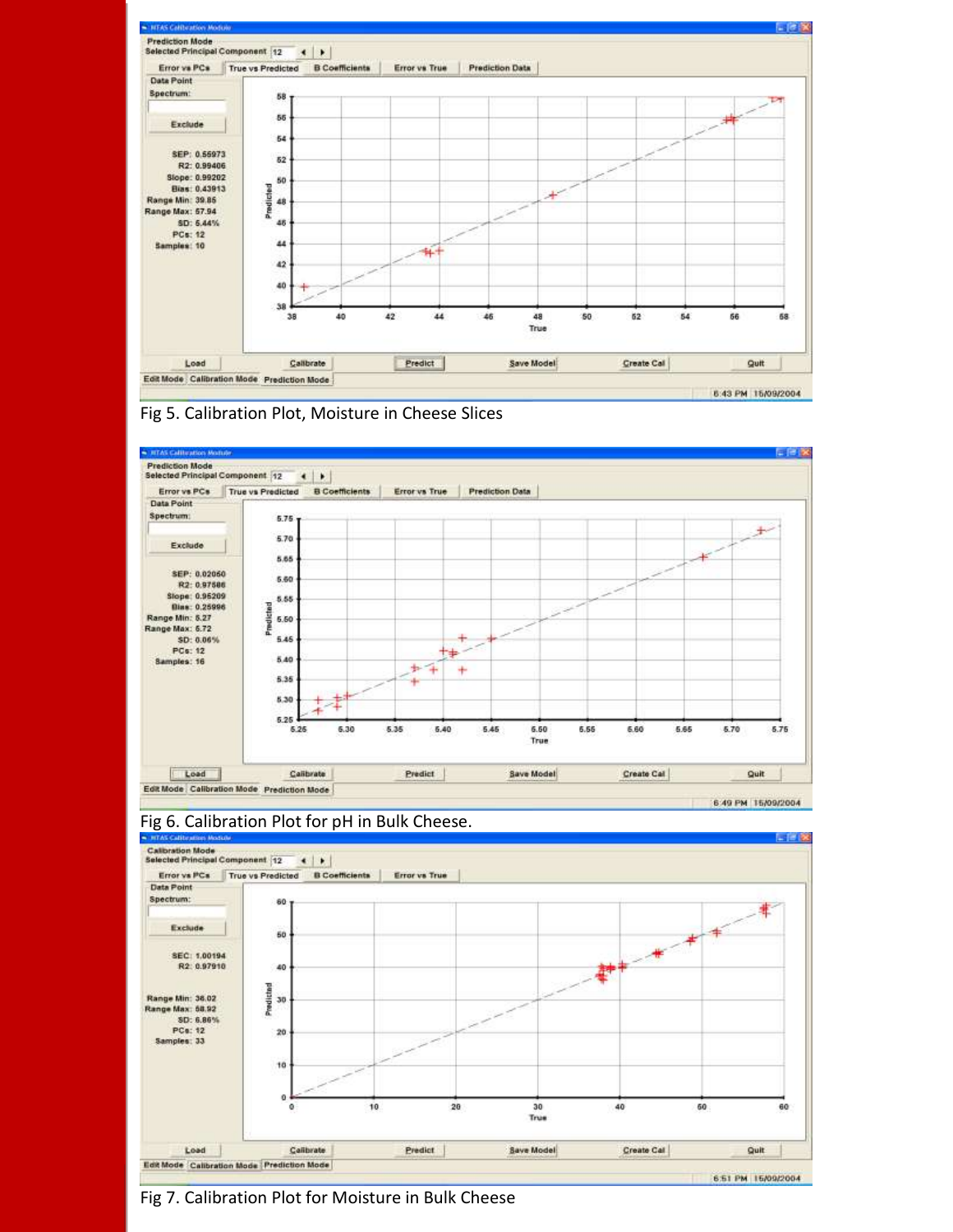Fig 5. Calibration Plot, Moisture in Cheese Slices

Fig 6. Calibration Plot for pH in Bulk Cheese.

Fig 7. Calibration Plot for Moisture in Bulk Cheese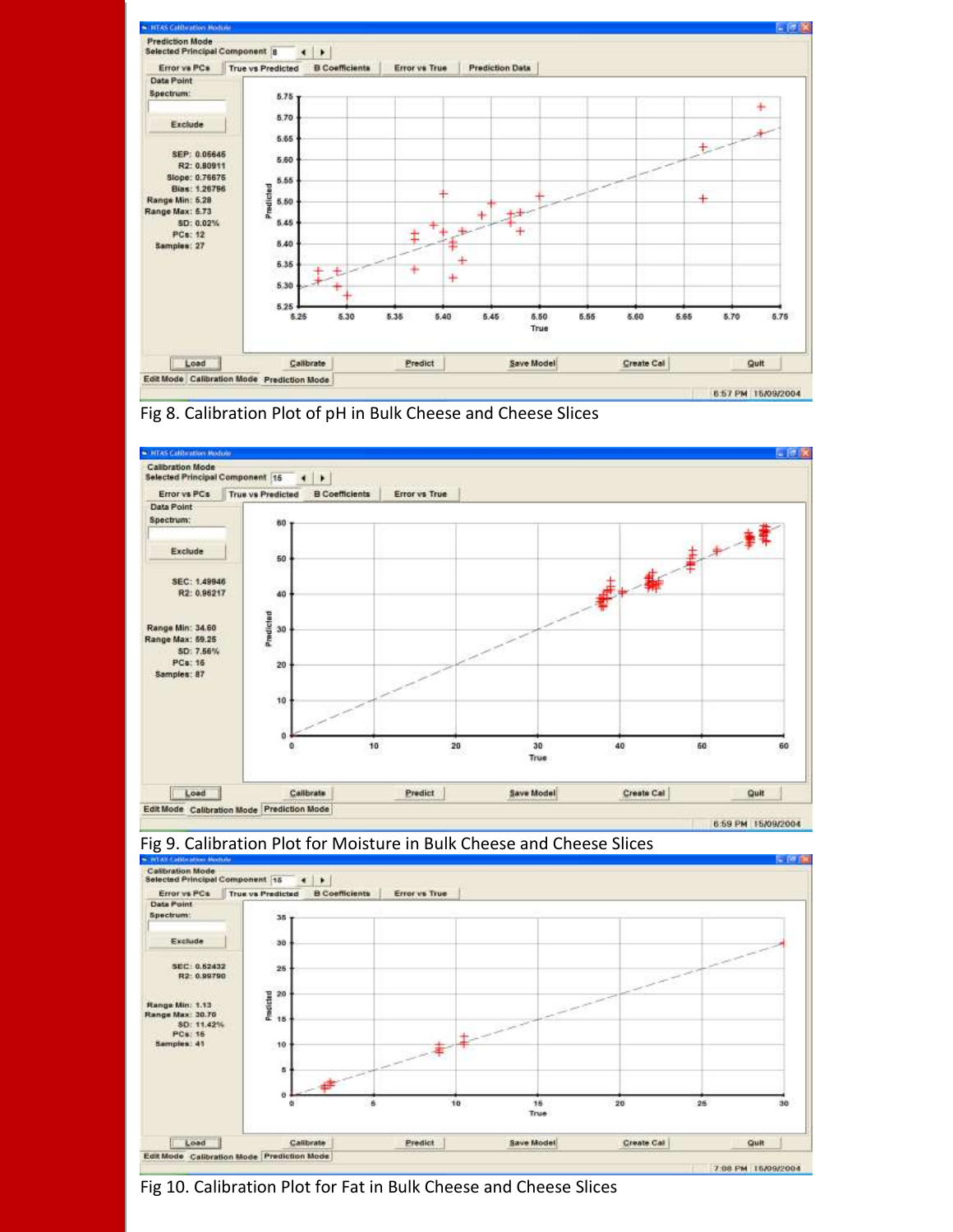Fig 8. Calibration Plot of pH in Bulk Cheese and Cheese Slices

Fig 9. Calibration Plot for Moisture in Bulk Cheese and Cheese Slices

Fig 10. Calibration Plot for Fat in Bulk Cheese and Cheese Slices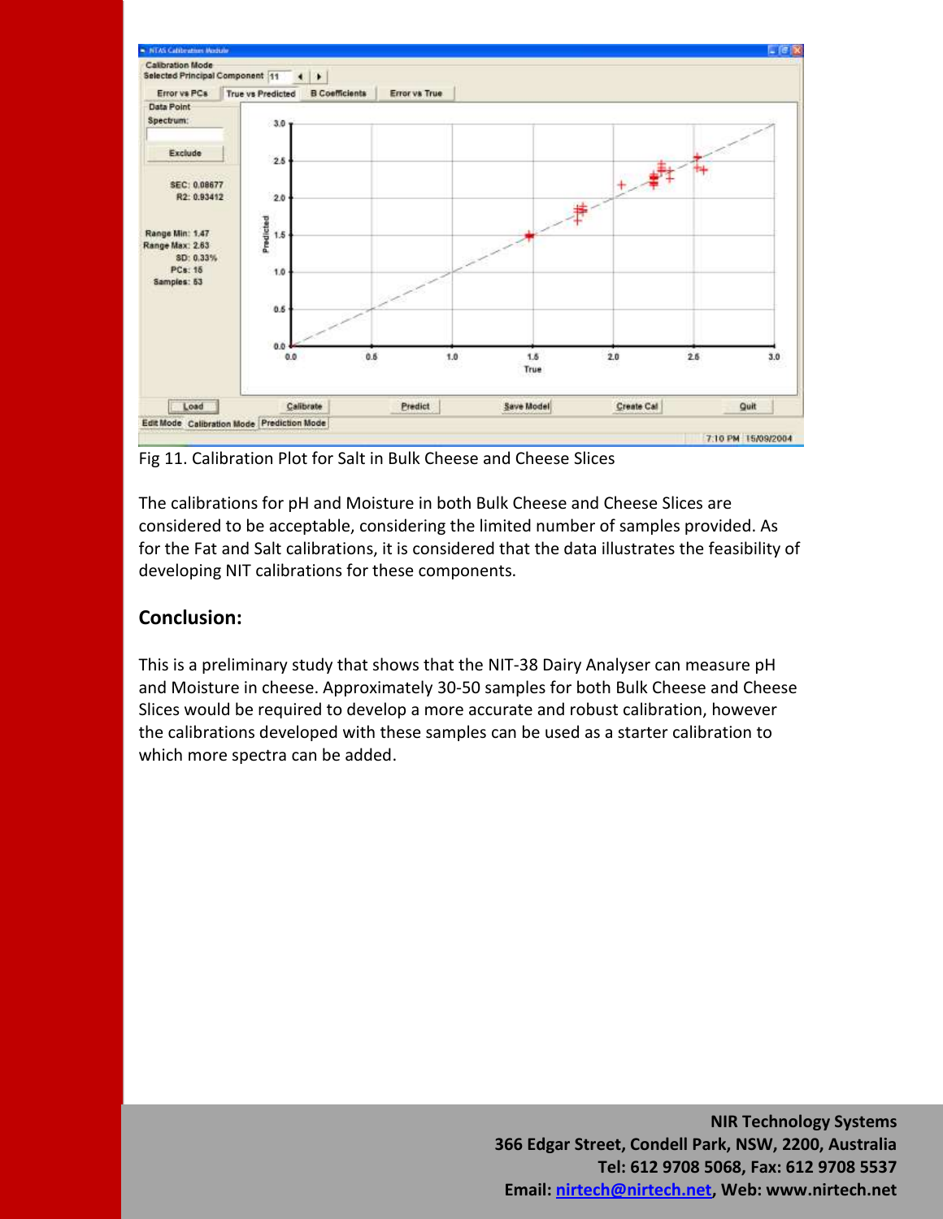NTAS Calibration Module

Calibration Mode

Selected Principal Component 11

Error vs PCs | True vs Predicted | B Coefficients | Error vs True

Data Point

Spectrum:

Exclude

SEC: 0.08677

R2: 0.93412

Range Min: 1.47

Range Max: 2.63

SD: 0.33%

PCs: 15

Samples: 53

Predicted

3.0

2.5

2.0

1.5

1.0

0.5

0.0

0.0 0.5 1.0 1.5 2.0 2.5 3.0

True

Load | Calibrate | Predict | Save Model | Create Cal | Quit

Edit Mode | Calibration Mode | Prediction Mode

7:10 PM 15/09/2004

Fig 11. Calibration Plot for Salt in Bulk Cheese and Cheese Slices

The calibrations for pH and Moisture in both Bulk Cheese and Cheese Slices are considered to be acceptable, considering the limited number of samples provided. As for the Fat and Salt calibrations, it is considered that the data illustrates the feasibility of developing NIT calibrations for these components.

## Conclusion:

This is a preliminary study that shows that the NIT-38 Dairy Analyser can measure pH and Moisture in cheese. Approximately 30-50 samples for both Bulk Cheese and Cheese Slices would be required to develop a more accurate and robust calibration, however the calibrations developed with these samples can be used as a starter calibration to which more spectra can be added.

**NIR Technology Systems**
**366 Edgar Street, Condell Park, NSW, 2200, Australia**
**Tel: 612 9708 5068, Fax: 612 9708 5537**
**Email: nirtech@nirtech.net, Web: www.nirtech.net**